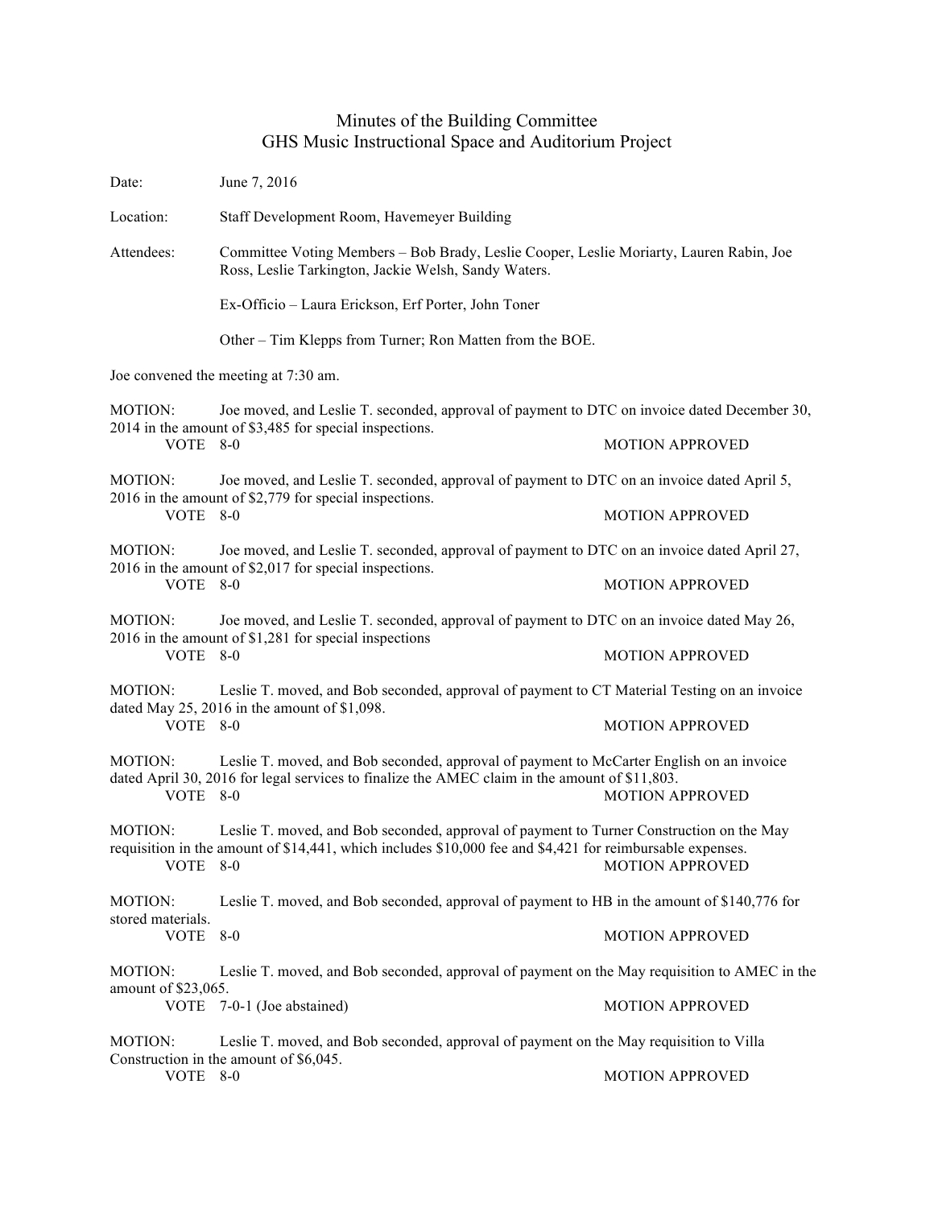# Minutes of the Building Committee
## GHS Music Instructional Space and Auditorium Project

Date: June 7, 2016

Location: Staff Development Room, Havemeyer Building

Attendees: Committee Voting Members – Bob Brady, Leslie Cooper, Leslie Moriarty, Lauren Rabin, Joe Ross, Leslie Tarkington, Jackie Welsh, Sandy Waters.

Ex-Officio – Laura Erickson, Erf Porter, John Toner

Other – Tim Klepps from Turner; Ron Matten from the BOE.

Joe convened the meeting at 7:30 am.

MOTION: Joe moved, and Leslie T. seconded, approval of payment to DTC on invoice dated December 30, 2014 in the amount of $3,485 for special inspections.
VOTE 8-0 MOTION APPROVED

MOTION: Joe moved, and Leslie T. seconded, approval of payment to DTC on an invoice dated April 5, 2016 in the amount of $2,779 for special inspections.
VOTE 8-0 MOTION APPROVED

MOTION: Joe moved, and Leslie T. seconded, approval of payment to DTC on an invoice dated April 27, 2016 in the amount of $2,017 for special inspections.
VOTE 8-0 MOTION APPROVED

MOTION: Joe moved, and Leslie T. seconded, approval of payment to DTC on an invoice dated May 26, 2016 in the amount of $1,281 for special inspections
VOTE 8-0 MOTION APPROVED

MOTION: Leslie T. moved, and Bob seconded, approval of payment to CT Material Testing on an invoice dated May 25, 2016 in the amount of $1,098.
VOTE 8-0 MOTION APPROVED

MOTION: Leslie T. moved, and Bob seconded, approval of payment to McCarter English on an invoice dated April 30, 2016 for legal services to finalize the AMEC claim in the amount of $11,803.
VOTE 8-0 MOTION APPROVED

MOTION: Leslie T. moved, and Bob seconded, approval of payment to Turner Construction on the May requisition in the amount of $14,441, which includes $10,000 fee and $4,421 for reimbursable expenses.
VOTE 8-0 MOTION APPROVED

MOTION: Leslie T. moved, and Bob seconded, approval of payment to HB in the amount of $140,776 for stored materials.
VOTE 8-0 MOTION APPROVED

MOTION: Leslie T. moved, and Bob seconded, approval of payment on the May requisition to AMEC in the amount of $23,065.
VOTE 7-0-1 (Joe abstained) MOTION APPROVED

MOTION: Leslie T. moved, and Bob seconded, approval of payment on the May requisition to Villa Construction in the amount of $6,045.
VOTE 8-0 MOTION APPROVED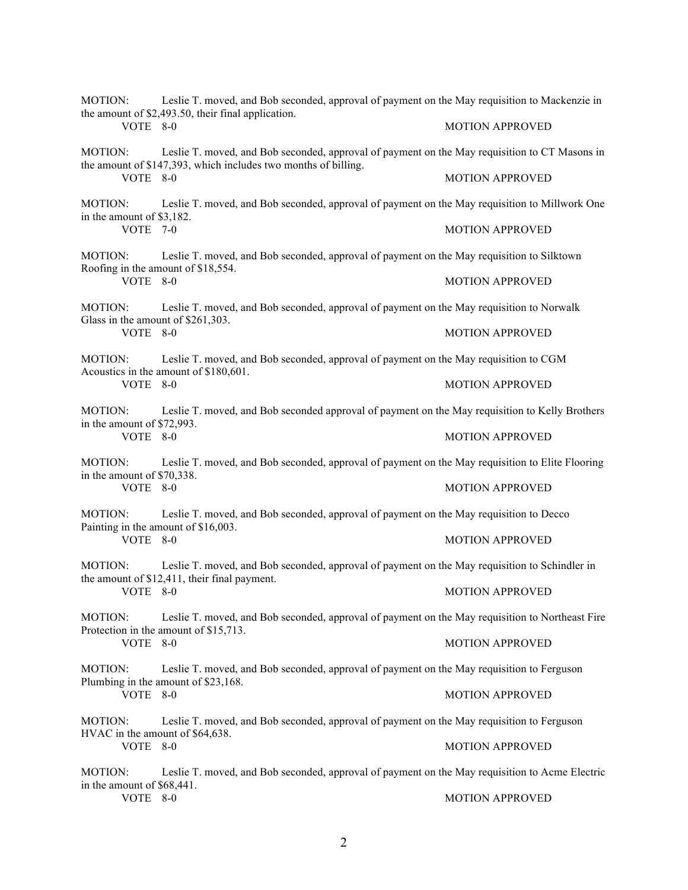MOTION: Leslie T. moved, and Bob seconded, approval of payment on the May requisition to Mackenzie in the amount of $2,493.50, their final application.

VOTE 8-0 MOTION APPROVED

MOTION: Leslie T. moved, and Bob seconded, approval of payment on the May requisition to CT Masons in the amount of $147,393, which includes two months of billing.

VOTE 8-0 MOTION APPROVED

MOTION: Leslie T. moved, and Bob seconded, approval of payment on the May requisition to Millwork One in the amount of $3,182.

VOTE 7-0 MOTION APPROVED

MOTION: Leslie T. moved, and Bob seconded, approval of payment on the May requisition to Silktown Roofing in the amount of $18,554.

VOTE 8-0 MOTION APPROVED

MOTION: Leslie T. moved, and Bob seconded, approval of payment on the May requisition to Norwalk Glass in the amount of $261,303.

VOTE 8-0 MOTION APPROVED

MOTION: Leslie T. moved, and Bob seconded, approval of payment on the May requisition to CGM Acoustics in the amount of $180,601.

VOTE 8-0 MOTION APPROVED

MOTION: Leslie T. moved, and Bob seconded approval of payment on the May requisition to Kelly Brothers in the amount of $72,993.

VOTE 8-0 MOTION APPROVED

MOTION: Leslie T. moved, and Bob seconded, approval of payment on the May requisition to Elite Flooring in the amount of $70,338.

VOTE 8-0 MOTION APPROVED

MOTION: Leslie T. moved, and Bob seconded, approval of payment on the May requisition to Decco Painting in the amount of $16,003.

VOTE 8-0 MOTION APPROVED

MOTION: Leslie T. moved, and Bob seconded, approval of payment on the May requisition to Schindler in the amount of $12,411, their final payment.

VOTE 8-0 MOTION APPROVED

MOTION: Leslie T. moved, and Bob seconded, approval of payment on the May requisition to Northeast Fire Protection in the amount of $15,713.

VOTE 8-0 MOTION APPROVED

MOTION: Leslie T. moved, and Bob seconded, approval of payment on the May requisition to Ferguson Plumbing in the amount of $23,168.

VOTE 8-0 MOTION APPROVED

MOTION: Leslie T. moved, and Bob seconded, approval of payment on the May requisition to Ferguson HVAC in the amount of $64,638.

VOTE 8-0 MOTION APPROVED

MOTION: Leslie T. moved, and Bob seconded, approval of payment on the May requisition to Acme Electric in the amount of $68,441.

VOTE 8-0 MOTION APPROVED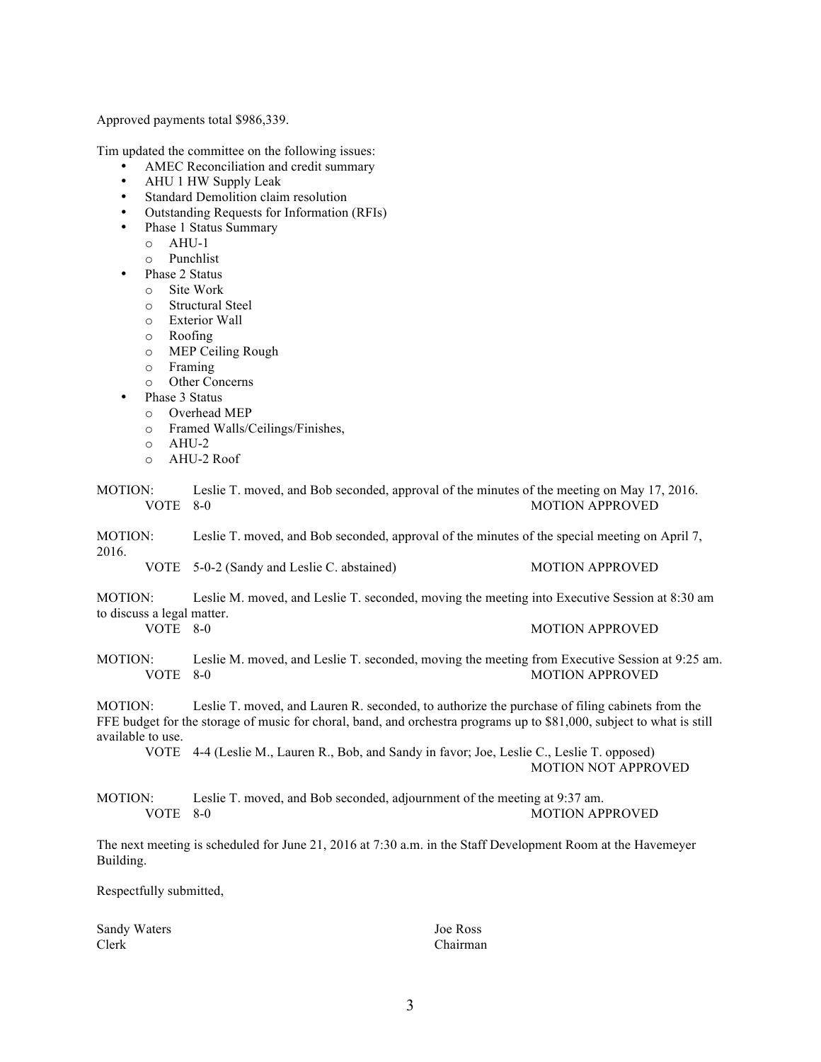Approved payments total $986,339.

Tim updated the committee on the following issues:

- AMEC Reconciliation and credit summary
- AHU 1 HW Supply Leak
- Standard Demolition claim resolution
- Outstanding Requests for Information (RFIs)
- Phase 1 Status Summary
  - AHU-1
  - Punchlist
- Phase 2 Status
  - Site Work
  - Structural Steel
  - Exterior Wall
  - Roofing
  - MEP Ceiling Rough
  - Framing
  - Other Concerns
- Phase 3 Status
  - Overhead MEP
  - Framed Walls/Ceilings/Finishes,
  - AHU-2
  - AHU-2 Roof

MOTION: Leslie T. moved, and Bob seconded, approval of the minutes of the meeting on May 17, 2016.
VOTE 8-0 MOTION APPROVED

MOTION: Leslie T. moved, and Bob seconded, approval of the minutes of the special meeting on April 7, 2016.
VOTE 5-0-2 (Sandy and Leslie C. abstained) MOTION APPROVED

MOTION: Leslie M. moved, and Leslie T. seconded, moving the meeting into Executive Session at 8:30 am to discuss a legal matter.
VOTE 8-0 MOTION APPROVED

MOTION: Leslie M. moved, and Leslie T. seconded, moving the meeting from Executive Session at 9:25 am.
VOTE 8-0 MOTION APPROVED

MOTION: Leslie T. moved, and Lauren R. seconded, to authorize the purchase of filing cabinets from the FFE budget for the storage of music for choral, band, and orchestra programs up to $81,000, subject to what is still available to use.
VOTE 4-4 (Leslie M., Lauren R., Bob, and Sandy in favor; Joe, Leslie C., Leslie T. opposed)
MOTION NOT APPROVED

MOTION: Leslie T. moved, and Bob seconded, adjournment of the meeting at 9:37 am.
VOTE 8-0 MOTION APPROVED

The next meeting is scheduled for June 21, 2016 at 7:30 a.m. in the Staff Development Room at the Havemeyer Building.

Respectfully submitted,

Sandy Waters
Clerk

Joe Ross
Chairman